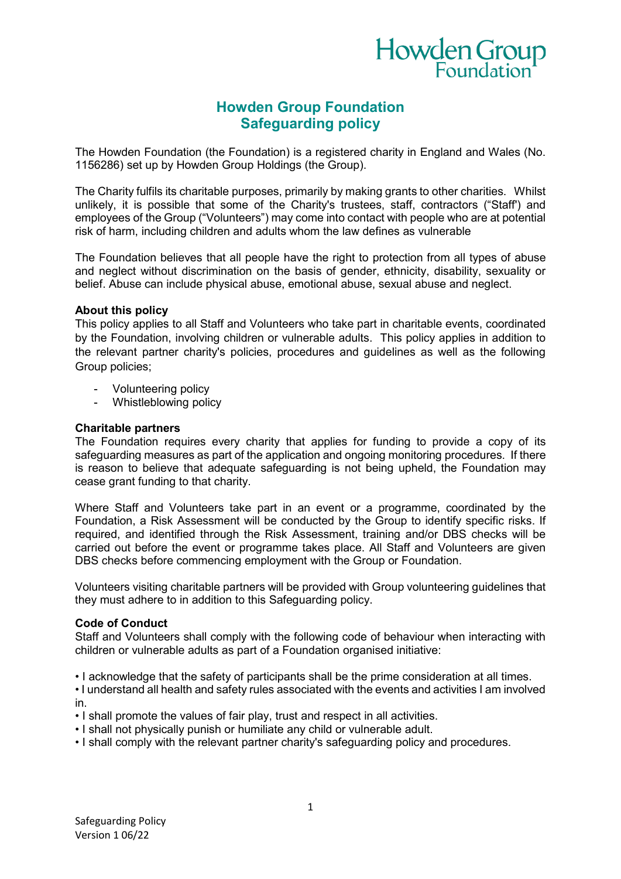# Howden Group Foundation
# Safeguarding policy

The Howden Foundation (the Foundation) is a registered charity in England and Wales (No. 1156286) set up by Howden Group Holdings (the Group).

The Charity fulfils its charitable purposes, primarily by making grants to other charities. Whilst unlikely, it is possible that some of the Charity's trustees, staff, contractors ("Staff') and employees of the Group ("Volunteers") may come into contact with people who are at potential risk of harm, including children and adults whom the law defines as vulnerable

The Foundation believes that all people have the right to protection from all types of abuse and neglect without discrimination on the basis of gender, ethnicity, disability, sexuality or belief. Abuse can include physical abuse, emotional abuse, sexual abuse and neglect.

**About this policy**

This policy applies to all Staff and Volunteers who take part in charitable events, coordinated by the Foundation, involving children or vulnerable adults. This policy applies in addition to the relevant partner charity's policies, procedures and guidelines as well as the following Group policies;

- Volunteering policy
- Whistleblowing policy

**Charitable partners**

The Foundation requires every charity that applies for funding to provide a copy of its safeguarding measures as part of the application and ongoing monitoring procedures. If there is reason to believe that adequate safeguarding is not being upheld, the Foundation may cease grant funding to that charity.

Where Staff and Volunteers take part in an event or a programme, coordinated by the Foundation, a Risk Assessment will be conducted by the Group to identify specific risks. If required, and identified through the Risk Assessment, training and/or DBS checks will be carried out before the event or programme takes place. All Staff and Volunteers are given DBS checks before commencing employment with the Group or Foundation.

Volunteers visiting charitable partners will be provided with Group volunteering guidelines that they must adhere to in addition to this Safeguarding policy.

**Code of Conduct**

Staff and Volunteers shall comply with the following code of behaviour when interacting with children or vulnerable adults as part of a Foundation organised initiative:

- I acknowledge that the safety of participants shall be the prime consideration at all times.
- I understand all health and safety rules associated with the events and activities I am involved in.
- I shall promote the values of fair play, trust and respect in all activities.
- I shall not physically punish or humiliate any child or vulnerable adult.
- I shall comply with the relevant partner charity's safeguarding policy and procedures.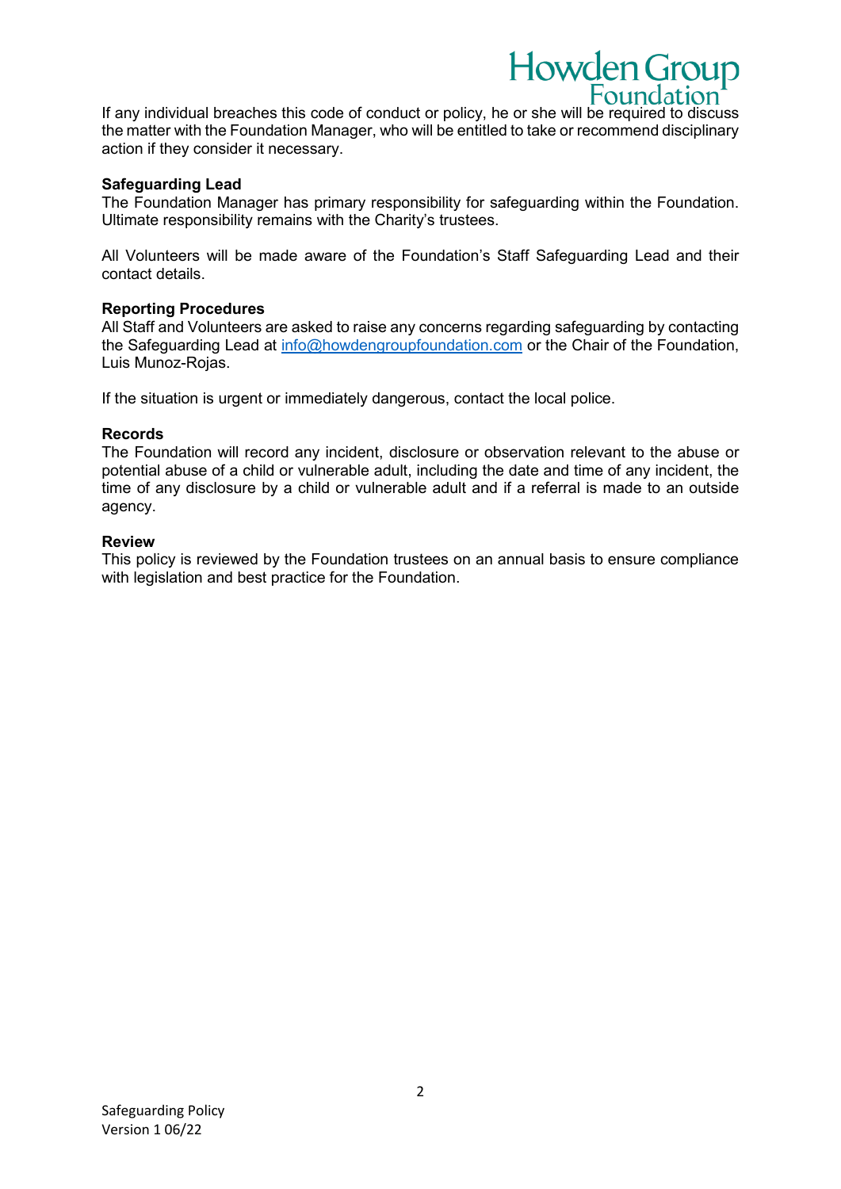If any individual breaches this code of conduct or policy, he or she will be required to discuss the matter with the Foundation Manager, who will be entitled to take or recommend disciplinary action if they consider it necessary.

**Safeguarding Lead**

The Foundation Manager has primary responsibility for safeguarding within the Foundation. Ultimate responsibility remains with the Charity's trustees.

All Volunteers will be made aware of the Foundation's Staff Safeguarding Lead and their contact details.

**Reporting Procedures**

All Staff and Volunteers are asked to raise any concerns regarding safeguarding by contacting the Safeguarding Lead at info@howdengroupfoundation.com or the Chair of the Foundation, Luis Munoz-Rojas.

If the situation is urgent or immediately dangerous, contact the local police.

**Records**

The Foundation will record any incident, disclosure or observation relevant to the abuse or potential abuse of a child or vulnerable adult, including the date and time of any incident, the time of any disclosure by a child or vulnerable adult and if a referral is made to an outside agency.

**Review**

This policy is reviewed by the Foundation trustees on an annual basis to ensure compliance with legislation and best practice for the Foundation.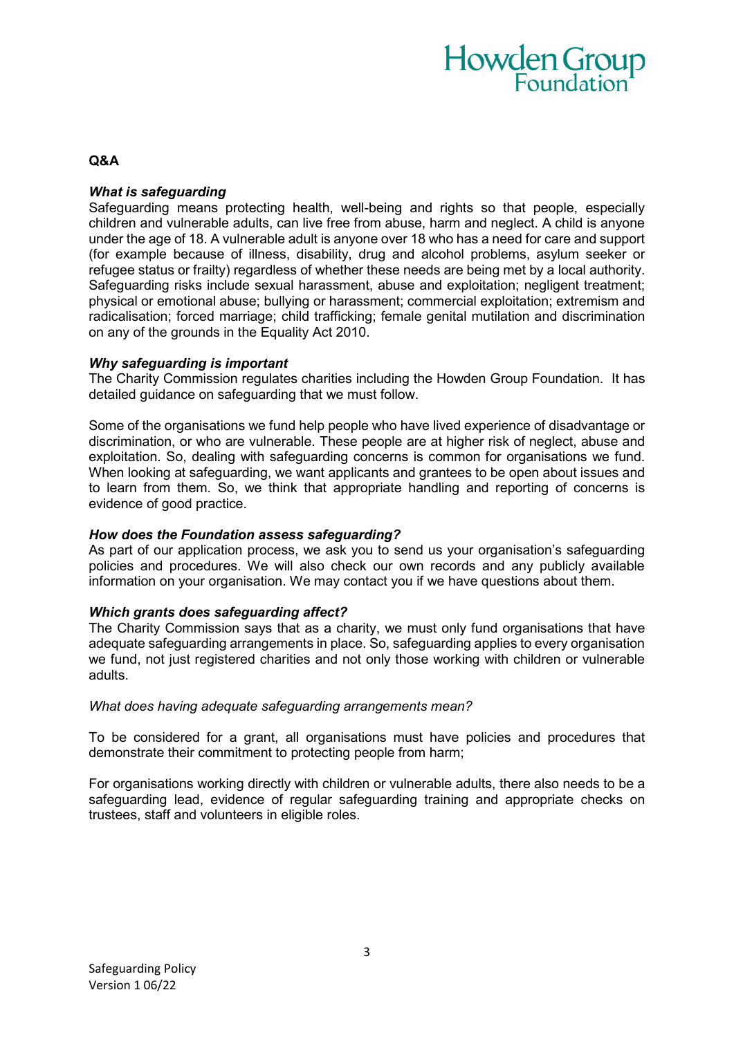## Q&A

***What is safeguarding***

Safeguarding means protecting health, well-being and rights so that people, especially children and vulnerable adults, can live free from abuse, harm and neglect. A child is anyone under the age of 18. A vulnerable adult is anyone over 18 who has a need for care and support (for example because of illness, disability, drug and alcohol problems, asylum seeker or refugee status or frailty) regardless of whether these needs are being met by a local authority. Safeguarding risks include sexual harassment, abuse and exploitation; negligent treatment; physical or emotional abuse; bullying or harassment; commercial exploitation; extremism and radicalisation; forced marriage; child trafficking; female genital mutilation and discrimination on any of the grounds in the Equality Act 2010.

***Why safeguarding is important***

The Charity Commission regulates charities including the Howden Group Foundation. It has detailed guidance on safeguarding that we must follow.

Some of the organisations we fund help people who have lived experience of disadvantage or discrimination, or who are vulnerable. These people are at higher risk of neglect, abuse and exploitation. So, dealing with safeguarding concerns is common for organisations we fund. When looking at safeguarding, we want applicants and grantees to be open about issues and to learn from them. So, we think that appropriate handling and reporting of concerns is evidence of good practice.

***How does the Foundation assess safeguarding?***

As part of our application process, we ask you to send us your organisation's safeguarding policies and procedures. We will also check our own records and any publicly available information on your organisation. We may contact you if we have questions about them.

***Which grants does safeguarding affect?***

The Charity Commission says that as a charity, we must only fund organisations that have adequate safeguarding arrangements in place. So, safeguarding applies to every organisation we fund, not just registered charities and not only those working with children or vulnerable adults.

*What does having adequate safeguarding arrangements mean?*

To be considered for a grant, all organisations must have policies and procedures that demonstrate their commitment to protecting people from harm;

For organisations working directly with children or vulnerable adults, there also needs to be a safeguarding lead, evidence of regular safeguarding training and appropriate checks on trustees, staff and volunteers in eligible roles.